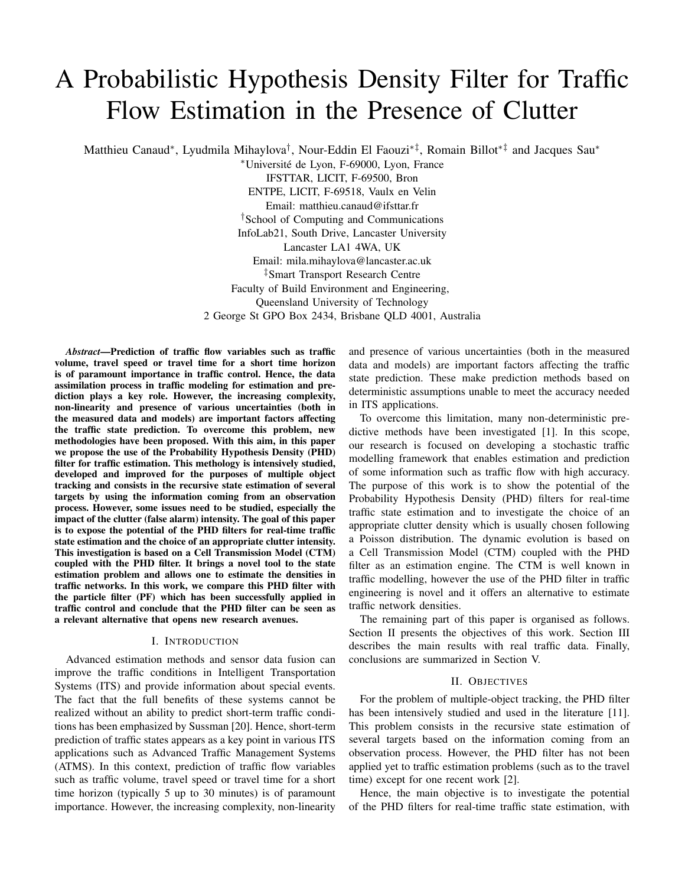# A Probabilistic Hypothesis Density Filter for Traffic Flow Estimation in the Presence of Clutter

Matthieu Canaud*, Lyudmila Mihaylova†, Nour-Eddin El Faouzi*‡, Romain Billot*‡ and Jacques Sau*

*Université de Lyon, F-69000, Lyon, France
IFSTTAR, LICIT, F-69500, Bron
ENTPE, LICIT, F-69518, Vaulx en Velin
Email: matthieu.canaud@ifsttar.fr

†School of Computing and Communications
InfoLab21, South Drive, Lancaster University
Lancaster LA1 4WA, UK
Email: mila.mihaylova@lancaster.ac.uk

‡Smart Transport Research Centre
Faculty of Build Environment and Engineering,
Queensland University of Technology
2 George St GPO Box 2434, Brisbane QLD 4001, Australia

***Abstract*—Prediction of traffic flow variables such as traffic volume, travel speed or travel time for a short time horizon is of paramount importance in traffic control. Hence, the data assimilation process in traffic modeling for estimation and prediction plays a key role. However, the increasing complexity, non-linearity and presence of various uncertainties (both in the measured data and models) are important factors affecting the traffic state prediction. To overcome this problem, new methodologies have been proposed. With this aim, in this paper we propose the use of the Probability Hypothesis Density (PHD) filter for traffic estimation. This methodology is intensively studied, developed and improved for the purposes of multiple object tracking and consists in the recursive state estimation of several targets by using the information coming from an observation process. However, some issues need to be studied, especially the impact of the clutter (false alarm) intensity. The goal of this paper is to expose the potential of the PHD filters for real-time traffic state estimation and the choice of an appropriate clutter intensity. This investigation is based on a Cell Transmission Model (CTM) coupled with the PHD filter. It brings a novel tool to the state estimation problem and allows one to estimate the densities in traffic networks. In this work, we compare this PHD filter with the particle filter (PF) which has been successfully applied in traffic control and conclude that the PHD filter can be seen as a relevant alternative that opens new research avenues.**

## I. Introduction

Advanced estimation methods and sensor data fusion can improve the traffic conditions in Intelligent Transportation Systems (ITS) and provide information about special events. The fact that the full benefits of these systems cannot be realized without an ability to predict short-term traffic conditions has been emphasized by Sussman [20]. Hence, short-term prediction of traffic states appears as a key point in various ITS applications such as Advanced Traffic Management Systems (ATMS). In this context, prediction of traffic flow variables such as traffic volume, travel speed or travel time for a short time horizon (typically 5 up to 30 minutes) is of paramount importance. However, the increasing complexity, non-linearity and presence of various uncertainties (both in the measured data and models) are important factors affecting the traffic state prediction. These make prediction methods based on deterministic assumptions unable to meet the accuracy needed in ITS applications.

To overcome this limitation, many non-deterministic predictive methods have been investigated [1]. In this scope, our research is focused on developing a stochastic traffic modelling framework that enables estimation and prediction of some information such as traffic flow with high accuracy. The purpose of this work is to show the potential of the Probability Hypothesis Density (PHD) filters for real-time traffic state estimation and to investigate the choice of an appropriate clutter density which is usually chosen following a Poisson distribution. The dynamic evolution is based on a Cell Transmission Model (CTM) coupled with the PHD filter as an estimation engine. The CTM is well known in traffic modelling, however the use of the PHD filter in traffic engineering is novel and it offers an alternative to estimate traffic network densities.

The remaining part of this paper is organised as follows. Section II presents the objectives of this work. Section III describes the main results with real traffic data. Finally, conclusions are summarized in Section V.

## II. Objectives

For the problem of multiple-object tracking, the PHD filter has been intensively studied and used in the literature [11]. This problem consists in the recursive state estimation of several targets based on the information coming from an observation process. However, the PHD filter has not been applied yet to traffic estimation problems (such as to the travel time) except for one recent work [2].

Hence, the main objective is to investigate the potential of the PHD filters for real-time traffic state estimation, with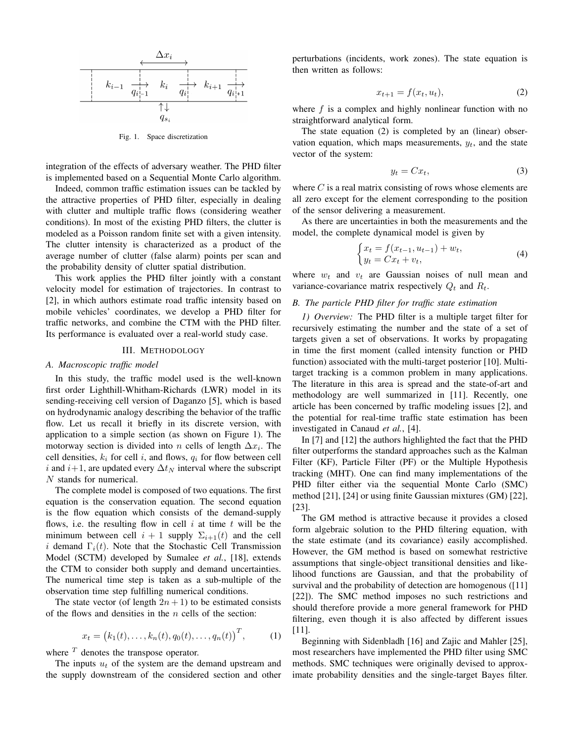Fig. 1. Space discretization

integration of the effects of adversary weather. The PHD filter is implemented based on a Sequential Monte Carlo algorithm.

Indeed, common traffic estimation issues can be tackled by the attractive properties of PHD filter, especially in dealing with clutter and multiple traffic flows (considering weather conditions). In most of the existing PHD filters, the clutter is modeled as a Poisson random finite set with a given intensity. The clutter intensity is characterized as a product of the average number of clutter (false alarm) points per scan and the probability density of clutter spatial distribution.

This work applies the PHD filter jointly with a constant velocity model for estimation of trajectories. In contrast to [2], in which authors estimate road traffic intensity based on mobile vehicles' coordinates, we develop a PHD filter for traffic networks, and combine the CTM with the PHD filter. Its performance is evaluated over a real-world study case.

## III. Methodology

### A. Macroscopic traffic model

In this study, the traffic model used is the well-known first order Lighthill-Whitham-Richards (LWR) model in its sending-receiving cell version of Daganzo [5], which is based on hydrodynamic analogy describing the behavior of the traffic flow. Let us recall it briefly in its discrete version, with application to a simple section (as shown on Figure 1). The motorway section is divided into $n$ cells of length $\Delta x_i$. The cell densities, $k_i$ for cell $i$, and flows, $q_i$ for flow between cell $i$ and $i+1$, are updated every $\Delta t_N$ interval where the subscript $N$ stands for numerical.

The complete model is composed of two equations. The first equation is the conservation equation. The second equation is the flow equation which consists of the demand-supply flows, i.e. the resulting flow in cell $i$ at time $t$ will be the minimum between cell $i+1$ supply $\Sigma_{i+1}(t)$ and the cell $i$ demand $\Gamma_i(t)$. Note that the Stochastic Cell Transmission Model (SCTM) developed by Sumalee *et al.*, [18], extends the CTM to consider both supply and demand uncertainties. The numerical time step is taken as a sub-multiple of the observation time step fulfilling numerical conditions.

The state vector (of length $2n+1$) to be estimated consists of the flows and densities in the $n$ cells of the section:

$$x_t = \big(k_1(t), \ldots, k_n(t), q_0(t), \ldots, q_n(t)\big)^T, \tag{1}$$

where $^T$ denotes the transpose operator.

The inputs $u_t$ of the system are the demand upstream and the supply downstream of the considered section and other perturbations (incidents, work zones). The state equation is then written as follows:

$$x_{t+1} = f(x_t, u_t), \tag{2}$$

where $f$ is a complex and highly nonlinear function with no straightforward analytical form.

The state equation (2) is completed by an (linear) observation equation, which maps measurements, $y_t$, and the state vector of the system:

$$y_t = Cx_t, \tag{3}$$

where $C$ is a real matrix consisting of rows whose elements are all zero except for the element corresponding to the position of the sensor delivering a measurement.

As there are uncertainties in both the measurements and the model, the complete dynamical model is given by

$$\begin{cases} x_t = f(x_{t-1}, u_{t-1}) + w_t, \\ y_t = Cx_t + v_t, \end{cases} \tag{4}$$

where $w_t$ and $v_t$ are Gaussian noises of null mean and variance-covariance matrix respectively $Q_t$ and $R_t$.

### B. The particle PHD filter for traffic state estimation

*1) Overview:* The PHD filter is a multiple target filter for recursively estimating the number and the state of a set of targets given a set of observations. It works by propagating in time the first moment (called intensity function or PHD function) associated with the multi-target posterior [10]. Multi-target tracking is a common problem in many applications. The literature in this area is spread and the state-of-art and methodology are well summarized in [11]. Recently, one article has been concerned by traffic modeling issues [2], and the potential for real-time traffic state estimation has been investigated in Canaud *et al.*, [4].

In [7] and [12] the authors highlighted the fact that the PHD filter outperforms the standard approaches such as the Kalman Filter (KF), Particle Filter (PF) or the Multiple Hypothesis tracking (MHT). One can find many implementations of the PHD filter either via the sequential Monte Carlo (SMC) method [21], [24] or using finite Gaussian mixtures (GM) [22], [23].

The GM method is attractive because it provides a closed form algebraic solution to the PHD filtering equation, with the state estimate (and its covariance) easily accomplished. However, the GM method is based on somewhat restrictive assumptions that single-object transitional densities and likelihood functions are Gaussian, and that the probability of survival and the probability of detection are homogenous ([11] [22]). The SMC method imposes no such restrictions and should therefore provide a more general framework for PHD filtering, even though it is also affected by different issues [11].

Beginning with Sidenbladh [16] and Zajic and Mahler [25], most researchers have implemented the PHD filter using SMC methods. SMC techniques were originally devised to approximate probability densities and the single-target Bayes filter.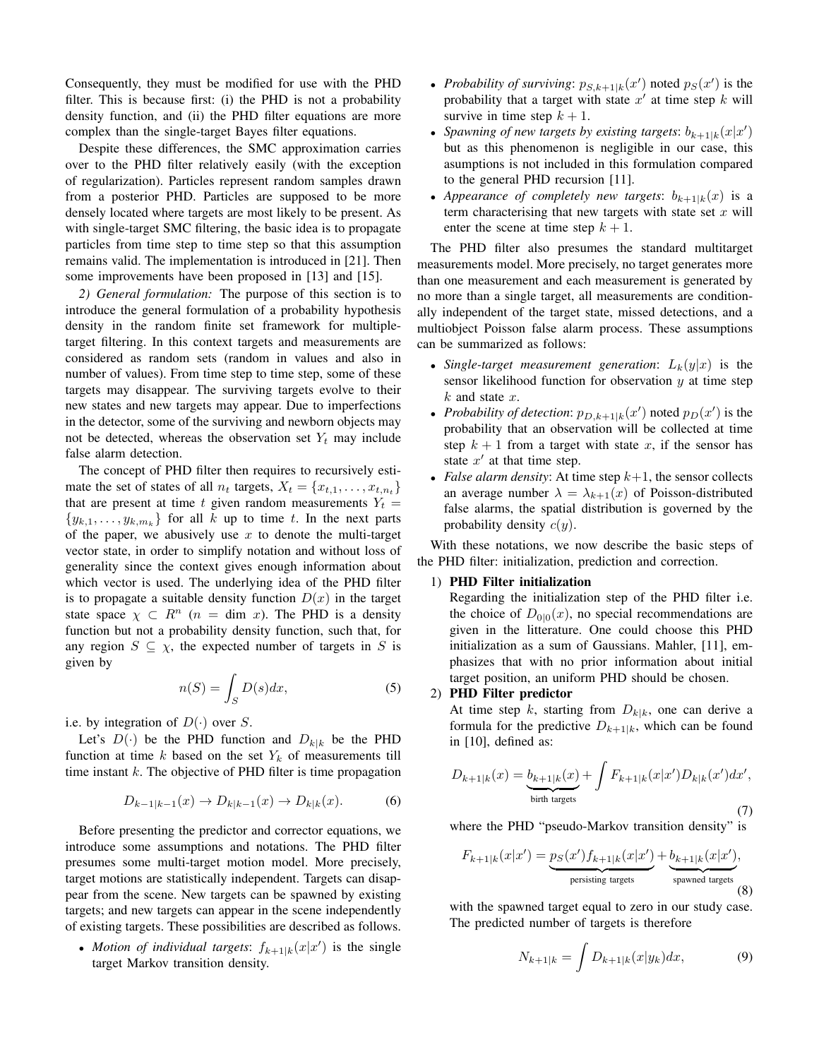Consequently, they must be modified for use with the PHD filter. This is because first: (i) the PHD is not a probability density function, and (ii) the PHD filter equations are more complex than the single-target Bayes filter equations.

Despite these differences, the SMC approximation carries over to the PHD filter relatively easily (with the exception of regularization). Particles represent random samples drawn from a posterior PHD. Particles are supposed to be more densely located where targets are most likely to be present. As with single-target SMC filtering, the basic idea is to propagate particles from time step to time step so that this assumption remains valid. The implementation is introduced in [21]. Then some improvements have been proposed in [13] and [15].

*2) General formulation:* The purpose of this section is to introduce the general formulation of a probability hypothesis density in the random finite set framework for multiple-target filtering. In this context targets and measurements are considered as random sets (random in values and also in number of values). From time step to time step, some of these targets may disappear. The surviving targets evolve to their new states and new targets may appear. Due to imperfections in the detector, some of the surviving and newborn objects may not be detected, whereas the observation set $Y_t$ may include false alarm detection.

The concept of PHD filter then requires to recursively estimate the set of states of all $n_t$ targets, $X_t = \{x_{t,1}, \ldots, x_{t,n_t}\}$ that are present at time $t$ given random measurements $Y_t = \{y_{k,1}, \ldots, y_{k,m_k}\}$ for all $k$ up to time $t$. In the next parts of the paper, we abusively use $x$ to denote the multi-target vector state, in order to simplify notation and without loss of generality since the context gives enough information about which vector is used. The underlying idea of the PHD filter is to propagate a suitable density function $D(x)$ in the target state space $\chi \subset R^n$ ($n = \dim x$). The PHD is a density function but not a probability density function, such that, for any region $S \subseteq \chi$, the expected number of targets in $S$ is given by

$$n(S) = \int_S D(s)dx, \tag{5}$$

i.e. by integration of $D(\cdot)$ over $S$.

Let's $D(\cdot)$ be the PHD function and $D_{k|k}$ be the PHD function at time $k$ based on the set $Y_k$ of measurements till time instant $k$. The objective of PHD filter is time propagation

$$D_{k-1|k-1}(x) \rightarrow D_{k|k-1}(x) \rightarrow D_{k|k}(x). \tag{6}$$

Before presenting the predictor and corrector equations, we introduce some assumptions and notations. The PHD filter presumes some multi-target motion model. More precisely, target motions are statistically independent. Targets can disappear from the scene. New targets can be spawned by existing targets; and new targets can appear in the scene independently of existing targets. These possibilities are described as follows.

- *Motion of individual targets*: $f_{k+1|k}(x|x')$ is the single target Markov transition density.
- *Probability of surviving*: $p_{S,k+1|k}(x')$ noted $p_S(x')$ is the probability that a target with state $x'$ at time step $k$ will survive in time step $k+1$.
- *Spawning of new targets by existing targets*: $b_{k+1|k}(x|x')$ but as this phenomenon is negligible in our case, this asumptions is not included in this formulation compared to the general PHD recursion [11].
- *Appearance of completely new targets*: $b_{k+1|k}(x)$ is a term characterising that new targets with state set $x$ will enter the scene at time step $k+1$.

The PHD filter also presumes the standard multitarget measurements model. More precisely, no target generates more than one measurement and each measurement is generated by no more than a single target, all measurements are conditionally independent of the target state, missed detections, and a multiobject Poisson false alarm process. These assumptions can be summarized as follows:

- *Single-target measurement generation*: $L_k(y|x)$ is the sensor likelihood function for observation $y$ at time step $k$ and state $x$.
- *Probability of detection*: $p_{D,k+1|k}(x')$ noted $p_D(x')$ is the probability that an observation will be collected at time step $k+1$ from a target with state $x$, if the sensor has state $x'$ at that time step.
- *False alarm density*: At time step $k+1$, the sensor collects an average number $\lambda = \lambda_{k+1}(x)$ of Poisson-distributed false alarms, the spatial distribution is governed by the probability density $c(y)$.

With these notations, we now describe the basic steps of the PHD filter: initialization, prediction and correction.

1) **PHD Filter initialization**

   Regarding the initialization step of the PHD filter i.e. the choice of $D_{0|0}(x)$, no special recommendations are given in the litterature. One could choose this PHD initialization as a sum of Gaussians. Mahler, [11], emphasizes that with no prior information about initial target position, an uniform PHD should be chosen.

2) **PHD Filter predictor**

   At time step $k$, starting from $D_{k|k}$, one can derive a formula for the predictive $D_{k+1|k}$, which can be found in [10], defined as:

$$D_{k+1|k}(x) = \underbrace{b_{k+1|k}(x)}_{\text{birth targets}} + \int F_{k+1|k}(x|x')D_{k|k}(x')dx', \tag{7}$$

   where the PHD "pseudo-Markov transition density" is

$$F_{k+1|k}(x|x') = \underbrace{p_S(x')f_{k+1|k}(x|x')}_{\text{persisting targets}} + \underbrace{b_{k+1|k}(x|x')}_{\text{spawned targets}}, \tag{8}$$

   with the spawned target equal to zero in our study case. The predicted number of targets is therefore

$$N_{k+1|k} = \int D_{k+1|k}(x|y_k)dx, \tag{9}$$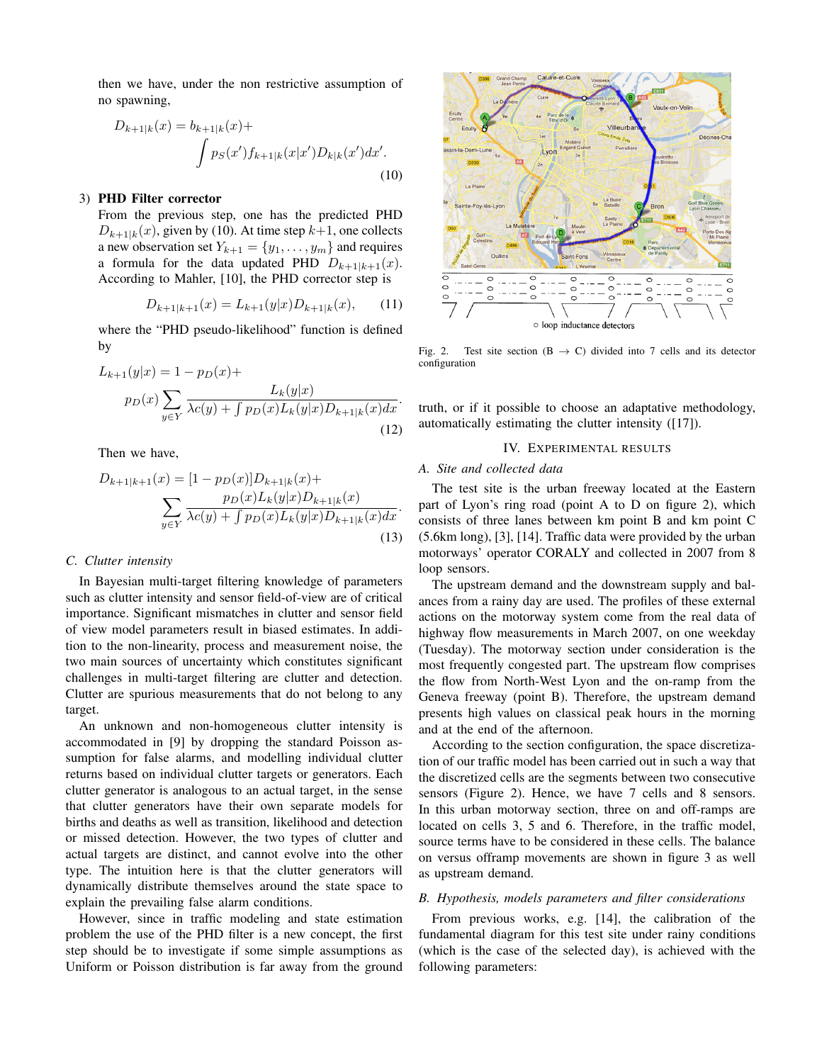then we have, under the non restrictive assumption of no spawning,

$$D_{k+1|k}(x) = b_{k+1|k}(x) + \int p_S(x') f_{k+1|k}(x|x') D_{k|k}(x') dx'. \tag{10}$$

3) **PHD Filter corrector**
From the previous step, one has the predicted PHD $D_{k+1|k}(x)$, given by (10). At time step $k+1$, one collects a new observation set $Y_{k+1} = \{y_1, \ldots, y_m\}$ and requires a formula for the data updated PHD $D_{k+1|k+1}(x)$. According to Mahler, [10], the PHD corrector step is

$$D_{k+1|k+1}(x) = L_{k+1}(y|x) D_{k+1|k}(x), \tag{11}$$

where the "PHD pseudo-likelihood" function is defined by

$$L_{k+1}(y|x) = 1 - p_D(x) + p_D(x) \sum_{y \in Y} \frac{L_k(y|x)}{\lambda c(y) + \int p_D(x) L_k(y|x) D_{k+1|k}(x) dx}. \tag{12}$$

Then we have,

$$D_{k+1|k+1}(x) = [1 - p_D(x)] D_{k+1|k}(x) + \sum_{y \in Y} \frac{p_D(x) L_k(y|x) D_{k+1|k}(x)}{\lambda c(y) + \int p_D(x) L_k(y|x) D_{k+1|k}(x) dx}. \tag{13}$$

### C. Clutter intensity

In Bayesian multi-target filtering knowledge of parameters such as clutter intensity and sensor field-of-view are of critical importance. Significant mismatches in clutter and sensor field of view model parameters result in biased estimates. In addition to the non-linearity, process and measurement noise, the two main sources of uncertainty which constitutes significant challenges in multi-target filtering are clutter and detection. Clutter are spurious measurements that do not belong to any target.

An unknown and non-homogeneous clutter intensity is accommodated in [9] by dropping the standard Poisson assumption for false alarms, and modelling individual clutter returns based on individual clutter targets or generators. Each clutter generator is analogous to an actual target, in the sense that clutter generators have their own separate models for births and deaths as well as transition, likelihood and detection or missed detection. However, the two types of clutter and actual targets are distinct, and cannot evolve into the other type. The intuition here is that the clutter generators will dynamically distribute themselves around the state space to explain the prevailing false alarm conditions.

However, since in traffic modeling and state estimation problem the use of the PHD filter is a new concept, the first step should be to investigate if some simple assumptions as Uniform or Poisson distribution is far away from the ground truth, or if it possible to choose an adaptative methodology, automatically estimating the clutter intensity ([17]).

Fig. 2. Test site section (B $\rightarrow$ C) divided into 7 cells and its detector configuration

## IV. Experimental Results

### A. Site and collected data

The test site is the urban freeway located at the Eastern part of Lyon's ring road (point A to D on figure 2), which consists of three lanes between km point B and km point C (5.6km long), [3], [14]. Traffic data were provided by the urban motorways' operator CORALY and collected in 2007 from 8 loop sensors.

The upstream demand and the downstream supply and balances from a rainy day are used. The profiles of these external actions on the motorway system come from the real data of highway flow measurements in March 2007, on one weekday (Tuesday). The motorway section under consideration is the most frequently congested part. The upstream flow comprises the flow from North-West Lyon and the on-ramp from the Geneva freeway (point B). Therefore, the upstream demand presents high values on classical peak hours in the morning and at the end of the afternoon.

According to the section configuration, the space discretization of our traffic model has been carried out in such a way that the discretized cells are the segments between two consecutive sensors (Figure 2). Hence, we have 7 cells and 8 sensors. In this urban motorway section, three on and off-ramps are located on cells 3, 5 and 6. Therefore, in the traffic model, source terms have to be considered in these cells. The balance on versus offramp movements are shown in figure 3 as well as upstream demand.

### B. Hypothesis, models parameters and filter considerations

From previous works, e.g. [14], the calibration of the fundamental diagram for this test site under rainy conditions (which is the case of the selected day), is achieved with the following parameters: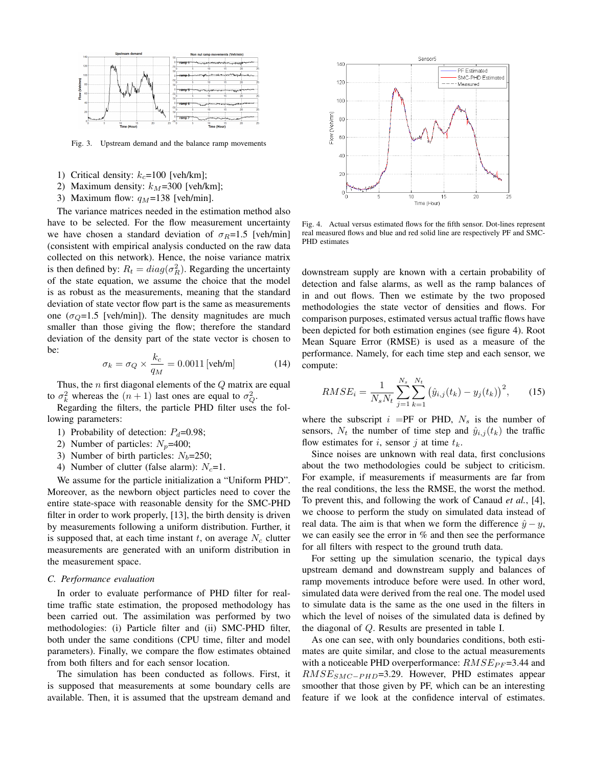Fig. 3. Upstream demand and the balance ramp movements

1) Critical density: $k_c$=100 [veh/km];
2) Maximum density: $k_M$=300 [veh/km];
3) Maximum flow: $q_M$=138 [veh/min].

The variance matrices needed in the estimation method also have to be selected. For the flow measurement uncertainty we have chosen a standard deviation of $\sigma_R$=1.5 [veh/min] (consistent with empirical analysis conducted on the raw data collected on this network). Hence, the noise variance matrix is then defined by: $R_t = diag(\sigma_R^2)$. Regarding the uncertainty of the state equation, we assume the choice that the model is as robust as the measurements, meaning that the standard deviation of state vector flow part is the same as measurements one ($\sigma_Q$=1.5 [veh/min]). The density magnitudes are much smaller than those giving the flow; therefore the standard deviation of the density part of the state vector is chosen to be:

$$\sigma_k = \sigma_Q \times \frac{k_c}{q_M} = 0.0011 \,[\text{veh/m}] \tag{14}$$

Thus, the $n$ first diagonal elements of the $Q$ matrix are equal to $\sigma_k^2$ whereas the $(n+1)$ last ones are equal to $\sigma_Q^2$.

Regarding the filters, the particle PHD filter uses the following parameters:

1) Probability of detection: $P_d$=0.98;
2) Number of particles: $N_p$=400;
3) Number of birth particles: $N_b$=250;
4) Number of clutter (false alarm): $N_c$=1.

We assume for the particle initialization a "Uniform PHD". Moreover, as the newborn object particles need to cover the entire state-space with reasonable density for the SMC-PHD filter in order to work properly, [13], the birth density is driven by measurements following a uniform distribution. Further, it is supposed that, at each time instant $t$, on average $N_c$ clutter measurements are generated with an uniform distribution in the measurement space.

### C. Performance evaluation

In order to evaluate performance of PHD filter for real-time traffic state estimation, the proposed methodology has been carried out. The assimilation was performed by two methodologies: (i) Particle filter and (ii) SMC-PHD filter, both under the same conditions (CPU time, filter and model parameters). Finally, we compare the flow estimates obtained from both filters and for each sensor location.

The simulation has been conducted as follows. First, it is supposed that measurements at some boundary cells are available. Then, it is assumed that the upstream demand and downstream supply are known with a certain probability of detection and false alarms, as well as the ramp balances of in and out flows. Then we estimate by the two proposed methodologies the state vector of densities and flows. For comparison purposes, estimated versus actual traffic flows have been depicted for both estimation engines (see figure 4). Root Mean Square Error (RMSE) is used as a measure of the performance. Namely, for each time step and each sensor, we compute:

Fig. 4. Actual versus estimated flows for the fifth sensor. Dot-lines represent real measured flows and blue and red solid line are respectively PF and SMC-PHD estimates

$$RMSE_i = \frac{1}{N_s N_t} \sum_{j=1}^{N_s} \sum_{k=1}^{N_t} \left(\hat{y}_{i,j}(t_k) - y_j(t_k)\right)^2, \tag{15}$$

where the subscript $i$ =PF or PHD, $N_s$ is the number of sensors, $N_t$ the number of time step and $\hat{y}_{i,j}(t_k)$ the traffic flow estimates for $i$, sensor $j$ at time $t_k$.

Since noises are unknown with real data, first conclusions about the two methodologies could be subject to criticism. For example, if measurements if measurments are far from the real conditions, the less the RMSE, the worst the method. To prevent this, and following the work of Canaud *et al.*, [4], we choose to perform the study on simulated data instead of real data. The aim is that when we form the difference $\hat{y} - y$, we can easily see the error in % and then see the performance for all filters with respect to the ground truth data.

For setting up the simulation scenario, the typical days upstream demand and downstream supply and balances of ramp movements introduce before were used. In other word, simulated data were derived from the real one. The model used to simulate data is the same as the one used in the filters in which the level of noises of the simulated data is defined by the diagonal of $Q$. Results are presented in table I.

As one can see, with only boundaries conditions, both estimates are quite similar, and close to the actual measurements with a noticeable PHD overperformance: $RMSE_{PF}$=3.44 and $RMSE_{SMC-PHD}$=3.29. However, PHD estimates appear smoother that those given by PF, which can be an interesting feature if we look at the confidence interval of estimates.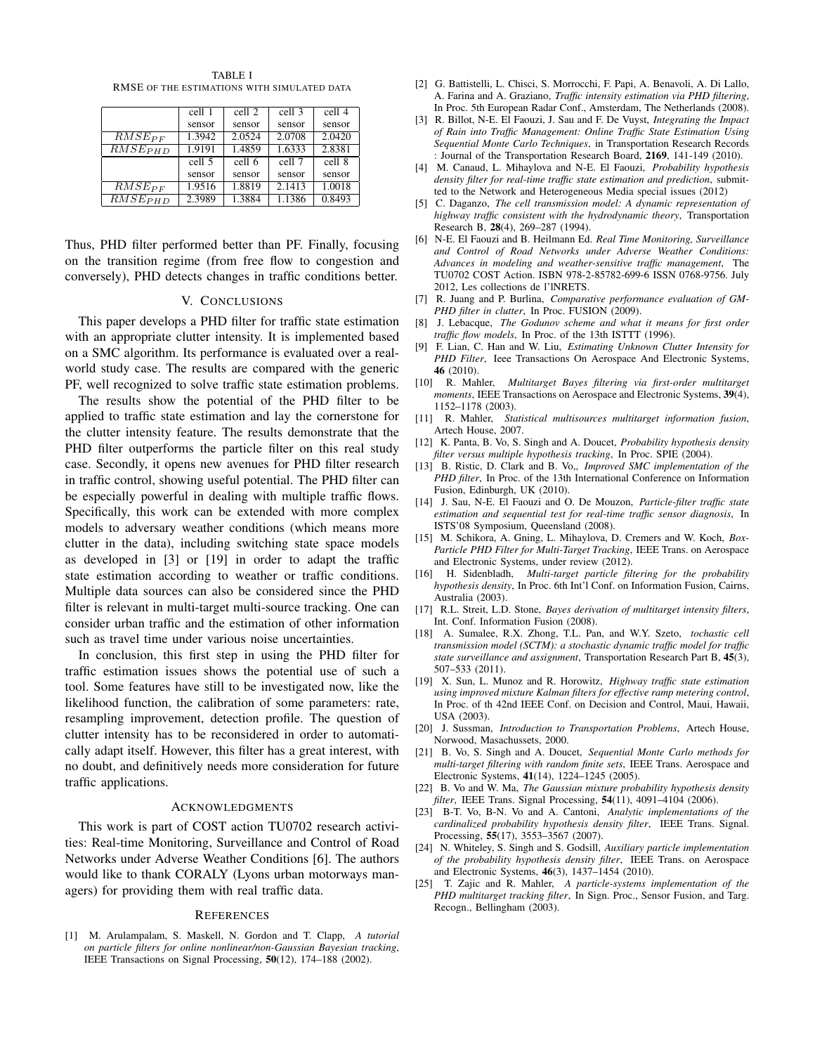TABLE I
RMSE OF THE ESTIMATIONS WITH SIMULATED DATA

| | cell 1 sensor | cell 2 sensor | cell 3 sensor | cell 4 sensor |
|---|---|---|---|---|
| $RMSE_{PF}$ | 1.3942 | 2.0524 | 2.0708 | 2.0420 |
| $RMSE_{PHD}$ | 1.9191 | 1.4859 | 1.6333 | 2.8381 |
| | cell 5 sensor | cell 6 sensor | cell 7 sensor | cell 8 sensor |
| $RMSE_{PF}$ | 1.9516 | 1.8819 | 2.1413 | 1.0018 |
| $RMSE_{PHD}$ | 2.3989 | 1.3884 | 1.1386 | 0.8493 |

Thus, PHD filter performed better than PF. Finally, focusing on the transition regime (from free flow to congestion and conversely), PHD detects changes in traffic conditions better.

## V. CONCLUSIONS

This paper develops a PHD filter for traffic state estimation with an appropriate clutter intensity. It is implemented based on a SMC algorithm. Its performance is evaluated over a real-world study case. The results are compared with the generic PF, well recognized to solve traffic state estimation problems.

The results show the potential of the PHD filter to be applied to traffic state estimation and lay the cornerstone for the clutter intensity feature. The results demonstrate that the PHD filter outperforms the particle filter on this real study case. Secondly, it opens new avenues for PHD filter research in traffic control, showing useful potential. The PHD filter can be especially powerful in dealing with multiple traffic flows. Specifically, this work can be extended with more complex models to adversary weather conditions (which means more clutter in the data), including switching state space models as developed in [3] or [19] in order to adapt the traffic state estimation according to weather or traffic conditions. Multiple data sources can also be considered since the PHD filter is relevant in multi-target multi-source tracking. One can consider urban traffic and the estimation of other information such as travel time under various noise uncertainties.

In conclusion, this first step in using the PHD filter for traffic estimation issues shows the potential use of such a tool. Some features have still to be investigated now, like the likelihood function, the calibration of some parameters: rate, resampling improvement, detection profile. The question of clutter intensity has to be reconsidered in order to automatically adapt itself. However, this filter has a great interest, with no doubt, and definitively needs more consideration for future traffic applications.

## ACKNOWLEDGMENTS

This work is part of COST action TU0702 research activities: Real-time Monitoring, Surveillance and Control of Road Networks under Adverse Weather Conditions [6]. The authors would like to thank CORALY (Lyons urban motorways managers) for providing them with real traffic data.

## REFERENCES

[1] M. Arulampalam, S. Maskell, N. Gordon and T. Clapp, *A tutorial on particle filters for online nonlinear/non-Gaussian Bayesian tracking*, IEEE Transactions on Signal Processing, **50**(12), 174–188 (2002).

[2] G. Battistelli, L. Chisci, S. Morrocchi, F. Papi, A. Benavoli, A. Di Lallo, A. Farina and A. Graziano, *Traffic intensity estimation via PHD filtering*, In Proc. 5th European Radar Conf., Amsterdam, The Netherlands (2008).

[3] R. Billot, N-E. El Faouzi, J. Sau and F. De Vuyst, *Integrating the Impact of Rain into Traffic Management: Online Traffic State Estimation Using Sequential Monte Carlo Techniques*, in Transportation Research Records : Journal of the Transportation Research Board, **2169**, 141-149 (2010).

[4] M. Canaud, L. Mihaylova and N-E. El Faouzi, *Probability hypothesis density filter for real-time traffic state estimation and prediction*, submitted to the Network and Heterogeneous Media special issues (2012)

[5] C. Daganzo, *The cell transmission model: A dynamic representation of highway traffic consistent with the hydrodynamic theory*, Transportation Research B, **28**(4), 269–287 (1994).

[6] N-E. El Faouzi and B. Heilmann Ed. *Real Time Monitoring, Surveillance and Control of Road Networks under Adverse Weather Conditions: Advances in modeling and weather-sensitive traffic management*, The TU0702 COST Action. ISBN 978-2-85782-699-6 ISSN 0768-9756. July 2012, Les collections de l'INRETS.

[7] R. Juang and P. Burlina, *Comparative performance evaluation of GM-PHD filter in clutter*, In Proc. FUSION (2009).

[8] J. Lebacque, *The Godunov scheme and what it means for first order traffic flow models*, In Proc. of the 13th ISTTT (1996).

[9] F. Lian, C. Han and W. Liu, *Estimating Unknown Clutter Intensity for PHD Filter*, Ieee Transactions On Aerospace And Electronic Systems, **46** (2010).

[10] R. Mahler, *Multitarget Bayes filtering via first-order multitarget moments*, IEEE Transactions on Aerospace and Electronic Systems, **39**(4), 1152–1178 (2003).

[11] R. Mahler, *Statistical multisources multitarget information fusion*, Artech House, 2007.

[12] K. Panta, B. Vo, S. Singh and A. Doucet, *Probability hypothesis density filter versus multiple hypothesis tracking*, In Proc. SPIE (2004).

[13] B. Ristic, D. Clark and B. Vo,, *Improved SMC implementation of the PHD filter*, In Proc. of the 13th International Conference on Information Fusion, Edinburgh, UK (2010).

[14] J. Sau, N-E. El Faouzi and O. De Mouzon, *Particle-filter traffic state estimation and sequential test for real-time traffic sensor diagnosis*, In ISTS'08 Symposium, Queensland (2008).

[15] M. Schikora, A. Gning, L. Mihaylova, D. Cremers and W. Koch, *Box-Particle PHD Filter for Multi-Target Tracking*, IEEE Trans. on Aerospace and Electronic Systems, under review (2012).

[16] H. Sidenbladh, *Multi-target particle filtering for the probability hypothesis density*, In Proc. 6th Int'l Conf. on Information Fusion, Cairns, Australia (2003).

[17] R.L. Streit, L.D. Stone, *Bayes derivation of multitarget intensity filters*, Int. Conf. Information Fusion (2008).

[18] A. Sumalee, R.X. Zhong, T.L. Pan, and W.Y. Szeto, *tochastic cell transmission model (SCTM): a stochastic dynamic traffic model for traffic state surveillance and assignment*, Transportation Research Part B, **45**(3), 507–533 (2011).

[19] X. Sun, L. Munoz and R. Horowitz, *Highway traffic state estimation using improved mixture Kalman filters for effective ramp metering control*, In Proc. of th 42nd IEEE Conf. on Decision and Control, Maui, Hawaii, USA (2003).

[20] J. Sussman, *Introduction to Transportation Problems*, Artech House, Norwood, Masachussets, 2000.

[21] B. Vo, S. Singh and A. Doucet, *Sequential Monte Carlo methods for multi-target filtering with random finite sets*, IEEE Trans. Aerospace and Electronic Systems, **41**(14), 1224–1245 (2005).

[22] B. Vo and W. Ma, *The Gaussian mixture probability hypothesis density filter*, IEEE Trans. Signal Processing, **54**(11), 4091–4104 (2006).

[23] B-T. Vo, B-N. Vo and A. Cantoni, *Analytic implementations of the cardinalized probability hypothesis density filter*, IEEE Trans. Signal. Processing, **55**(17), 3553–3567 (2007).

[24] N. Whiteley, S. Singh and S. Godsill, *Auxiliary particle implementation of the probability hypothesis density filter*, IEEE Trans. on Aerospace and Electronic Systems, **46**(3), 1437–1454 (2010).

[25] T. Zajic and R. Mahler, *A particle-systems implementation of the PHD multitarget tracking filter*, In Sign. Proc., Sensor Fusion, and Targ. Recogn., Bellingham (2003).